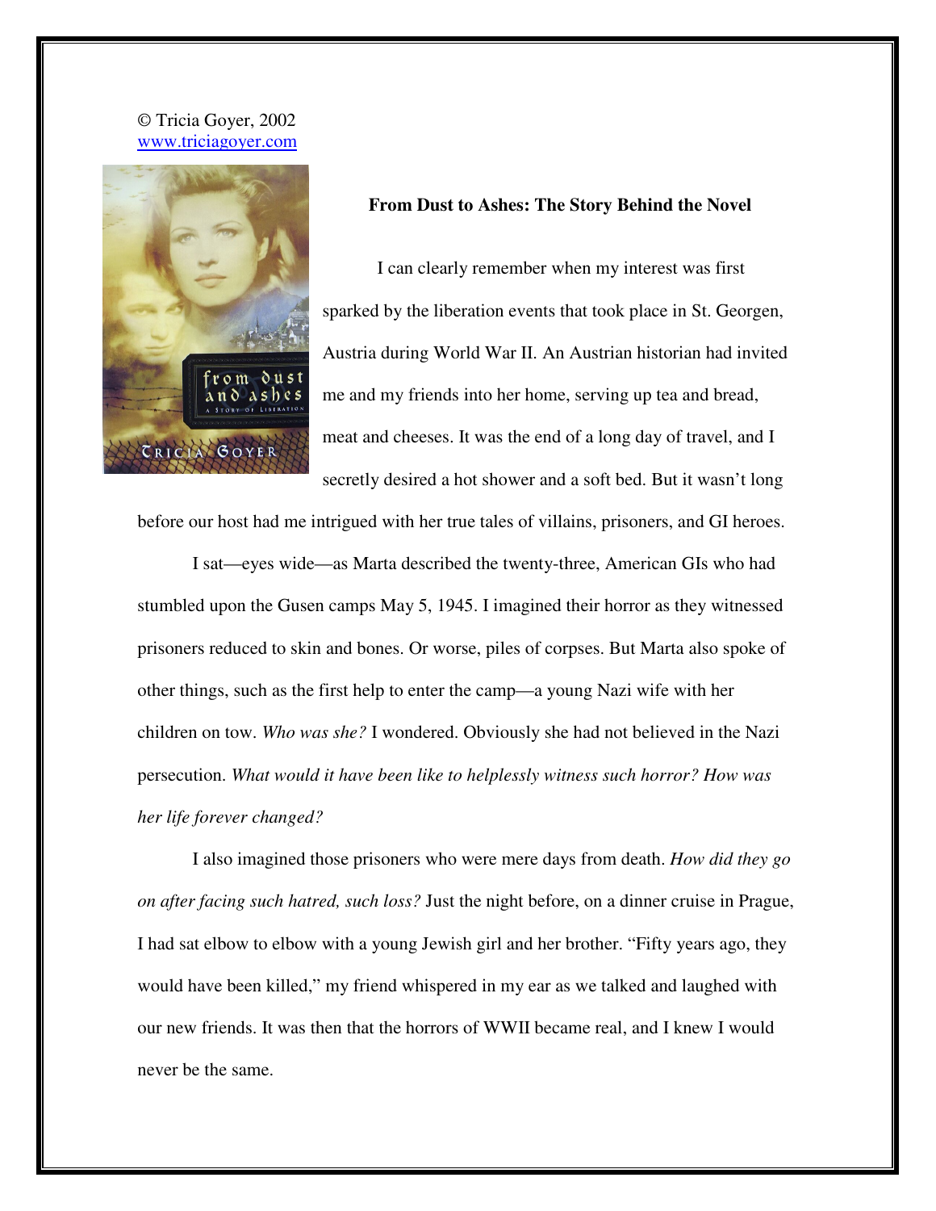© Tricia Goyer, 2002
www.triciagoyer.com

**From Dust to Ashes: The Story Behind the Novel**

I can clearly remember when my interest was first sparked by the liberation events that took place in St. Georgen, Austria during World War II. An Austrian historian had invited me and my friends into her home, serving up tea and bread, meat and cheeses. It was the end of a long day of travel, and I secretly desired a hot shower and a soft bed. But it wasn't long before our host had me intrigued with her true tales of villains, prisoners, and GI heroes.

I sat—eyes wide—as Marta described the twenty-three, American GIs who had stumbled upon the Gusen camps May 5, 1945. I imagined their horror as they witnessed prisoners reduced to skin and bones. Or worse, piles of corpses. But Marta also spoke of other things, such as the first help to enter the camp—a young Nazi wife with her children on tow. *Who was she?* I wondered. Obviously she had not believed in the Nazi persecution. *What would it have been like to helplessly witness such horror? How was her life forever changed?*

I also imagined those prisoners who were mere days from death. *How did they go on after facing such hatred, such loss?* Just the night before, on a dinner cruise in Prague, I had sat elbow to elbow with a young Jewish girl and her brother. "Fifty years ago, they would have been killed," my friend whispered in my ear as we talked and laughed with our new friends. It was then that the horrors of WWII became real, and I knew I would never be the same.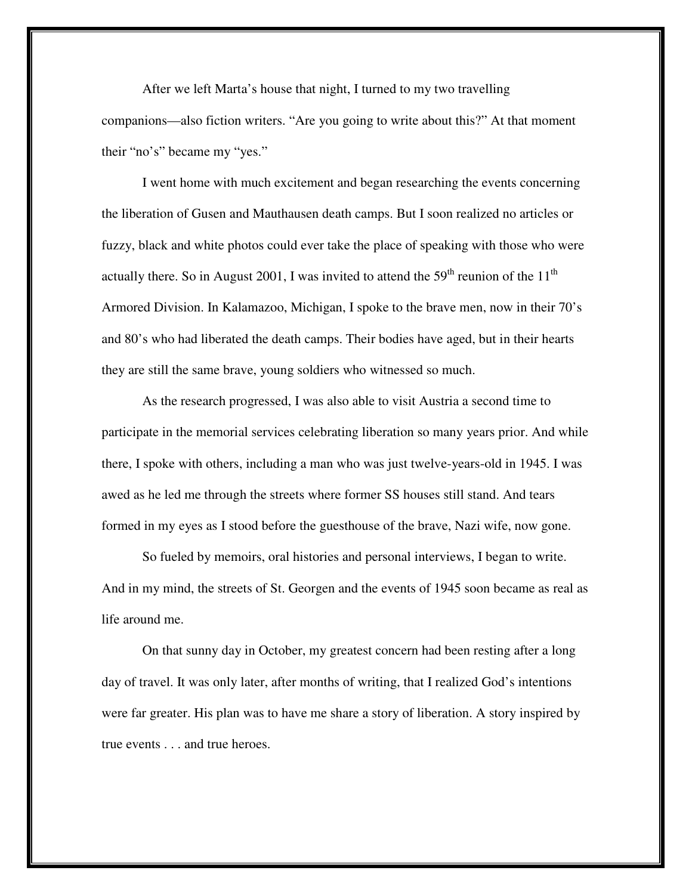After we left Marta's house that night, I turned to my two travelling companions—also fiction writers. "Are you going to write about this?" At that moment their "no's" became my "yes."

I went home with much excitement and began researching the events concerning the liberation of Gusen and Mauthausen death camps. But I soon realized no articles or fuzzy, black and white photos could ever take the place of speaking with those who were actually there. So in August 2001, I was invited to attend the 59th reunion of the 11th Armored Division. In Kalamazoo, Michigan, I spoke to the brave men, now in their 70's and 80's who had liberated the death camps. Their bodies have aged, but in their hearts they are still the same brave, young soldiers who witnessed so much.

As the research progressed, I was also able to visit Austria a second time to participate in the memorial services celebrating liberation so many years prior. And while there, I spoke with others, including a man who was just twelve-years-old in 1945. I was awed as he led me through the streets where former SS houses still stand. And tears formed in my eyes as I stood before the guesthouse of the brave, Nazi wife, now gone.

So fueled by memoirs, oral histories and personal interviews, I began to write. And in my mind, the streets of St. Georgen and the events of 1945 soon became as real as life around me.

On that sunny day in October, my greatest concern had been resting after a long day of travel. It was only later, after months of writing, that I realized God's intentions were far greater. His plan was to have me share a story of liberation. A story inspired by true events . . . and true heroes.